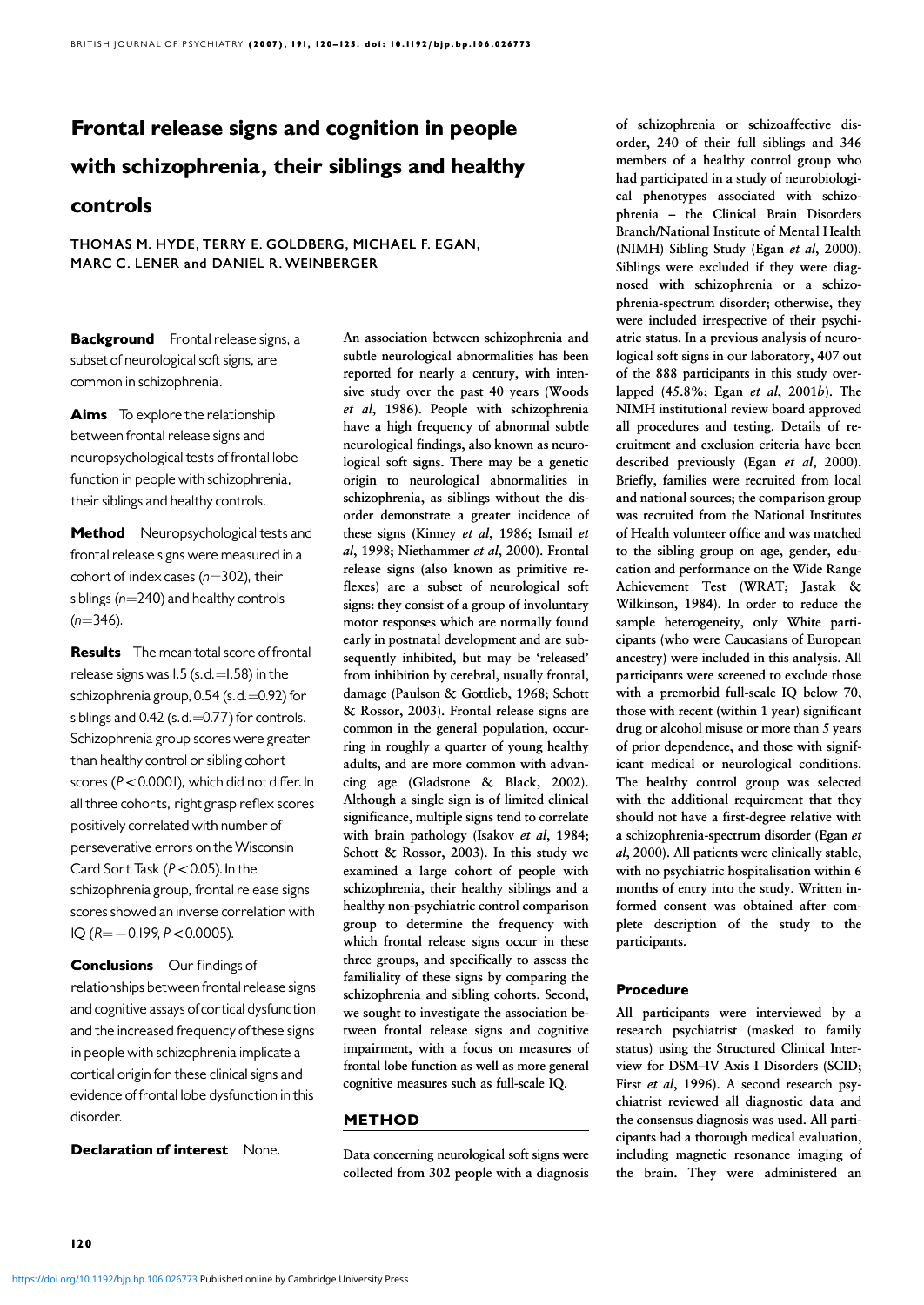# Frontal release signs and cognition in people with schizophrenia, their siblings and healthy controls

THOMAS M. HYDE, TERRY E. GOLDBERG, MICHAEL F. EGAN, MARC C. LENER and DANIEL R. WEINBERGER

**Background** Frontal release signs, a subset of neurological soft signs, are common in schizophrenia.

**Aims** To explore the relationship between frontal release signs and neuropsychological tests of frontal lobe function in people with schizophrenia, their siblings and healthy controls.

**Method** Neuropsychological tests and frontal release signs were measured in a cohort of index cases ($n$=302), their siblings ($n$=240) and healthy controls ($n$=346).

**Results** The mean total score of frontal release signs was 1.5 (s.d.=1.58) in the schizophrenia group, 0.54 (s.d.=0.92) for siblings and 0.42 (s.d.=0.77) for controls. Schizophrenia group scores were greater than healthy control or sibling cohort scores ($P<0.0001$), which did not differ. In all three cohorts, right grasp reflex scores positively correlated with number of perseverative errors on the Wisconsin Card Sort Task ($P<0.05$). In the schizophrenia group, frontal release signs scores showed an inverse correlation with IQ ($R=-0.199$, $P<0.0005$).

**Conclusions** Our findings of relationships between frontal release signs and cognitive assays of cortical dysfunction and the increased frequency of these signs in people with schizophrenia implicate a cortical origin for these clinical signs and evidence of frontal lobe dysfunction in this disorder.

**Declaration of interest** None.

An association between schizophrenia and subtle neurological abnormalities has been reported for nearly a century, with intensive study over the past 40 years (Woods *et al*, 1986). People with schizophrenia have a high frequency of abnormal subtle neurological findings, also known as neurological soft signs. There may be a genetic origin to neurological abnormalities in schizophrenia, as siblings without the disorder demonstrate a greater incidence of these signs (Kinney *et al*, 1986; Ismail *et al*, 1998; Niethammer *et al*, 2000). Frontal release signs (also known as primitive reflexes) are a subset of neurological soft signs: they consist of a group of involuntary motor responses which are normally found early in postnatal development and are subsequently inhibited, but may be 'released' from inhibition by cerebral, usually frontal, damage (Paulson & Gottlieb, 1968; Schott & Rossor, 2003). Frontal release signs are common in the general population, occurring in roughly a quarter of young healthy adults, and are more common with advancing age (Gladstone & Black, 2002). Although a single sign is of limited clinical significance, multiple signs tend to correlate with brain pathology (Isakov *et al*, 1984; Schott & Rossor, 2003). In this study we examined a large cohort of people with schizophrenia, their healthy siblings and a healthy non-psychiatric control comparison group to determine the frequency with which frontal release signs occur in these three groups, and specifically to assess the familiality of these signs by comparing the schizophrenia and sibling cohorts. Second, we sought to investigate the association between frontal release signs and cognitive impairment, with a focus on measures of frontal lobe function as well as more general cognitive measures such as full-scale IQ.

## METHOD

Data concerning neurological soft signs were collected from 302 people with a diagnosis of schizophrenia or schizoaffective disorder, 240 of their full siblings and 346 members of a healthy control group who had participated in a study of neurobiological phenotypes associated with schizophrenia – the Clinical Brain Disorders Branch/National Institute of Mental Health (NIMH) Sibling Study (Egan *et al*, 2000). Siblings were excluded if they were diagnosed with schizophrenia or a schizophrenia-spectrum disorder; otherwise, they were included irrespective of their psychiatric status. In a previous analysis of neurological soft signs in our laboratory, 407 out of the 888 participants in this study overlapped (45.8%; Egan *et al*, 2001*b*). The NIMH institutional review board approved all procedures and testing. Details of recruitment and exclusion criteria have been described previously (Egan *et al*, 2000). Briefly, families were recruited from local and national sources; the comparison group was recruited from the National Institutes of Health volunteer office and was matched to the sibling group on age, gender, education and performance on the Wide Range Achievement Test (WRAT; Jastak & Wilkinson, 1984). In order to reduce the sample heterogeneity, only White participants (who were Caucasians of European ancestry) were included in this analysis. All participants were screened to exclude those with a premorbid full-scale IQ below 70, those with recent (within 1 year) significant drug or alcohol misuse or more than 5 years of prior dependence, and those with significant medical or neurological conditions. The healthy control group was selected with the additional requirement that they should not have a first-degree relative with a schizophrenia-spectrum disorder (Egan *et al*, 2000). All patients were clinically stable, with no psychiatric hospitalisation within 6 months of entry into the study. Written informed consent was obtained after complete description of the study to the participants.

### Procedure

All participants were interviewed by a research psychiatrist (masked to family status) using the Structured Clinical Interview for DSM–IV Axis I Disorders (SCID; First *et al*, 1996). A second research psychiatrist reviewed all diagnostic data and the consensus diagnosis was used. All participants had a thorough medical evaluation, including magnetic resonance imaging of the brain. They were administered an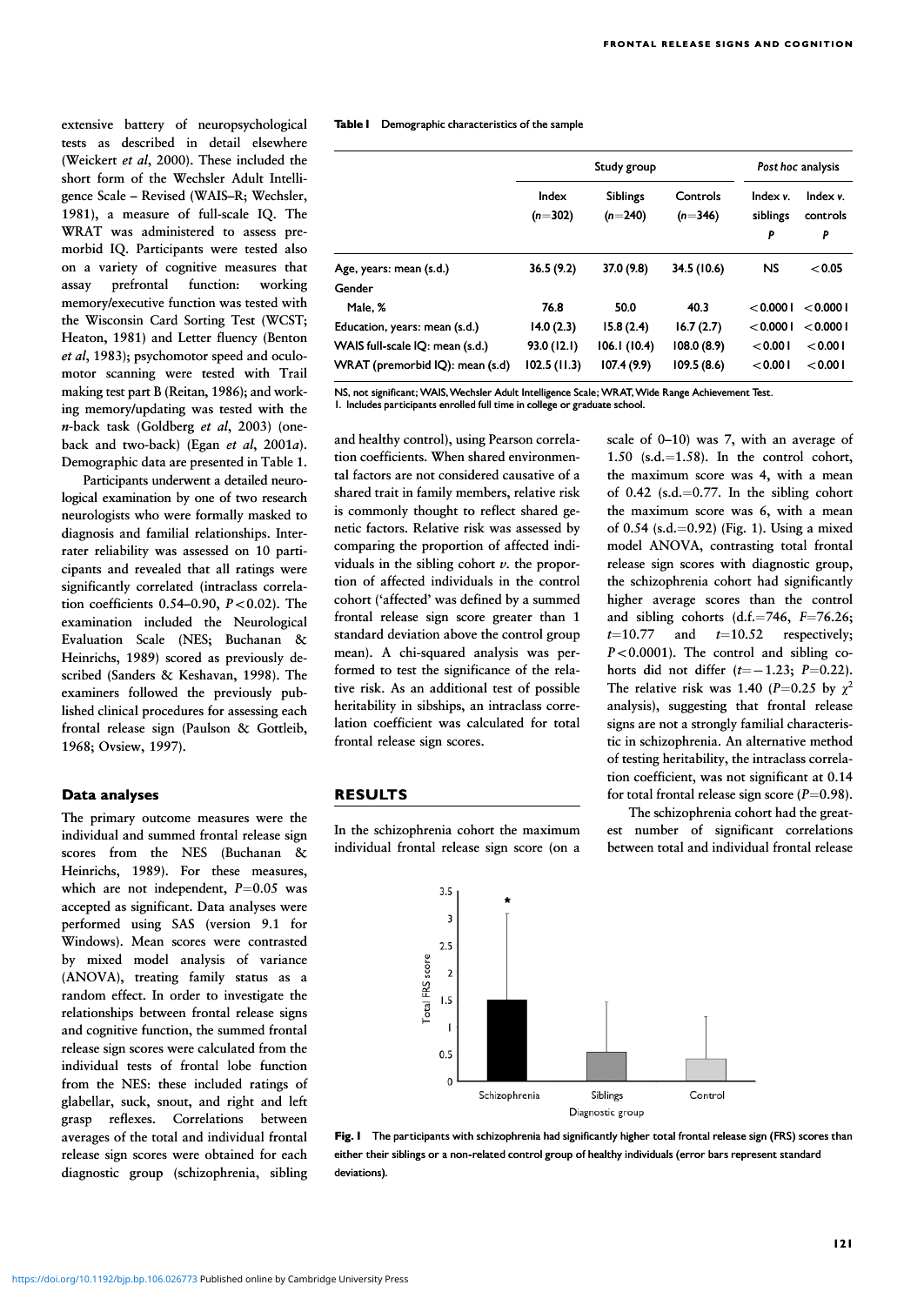extensive battery of neuropsychological tests as described in detail elsewhere (Weickert *et al*, 2000). These included the short form of the Wechsler Adult Intelligence Scale – Revised (WAIS–R; Wechsler, 1981), a measure of full-scale IQ. The WRAT was administered to assess premorbid IQ. Participants were tested also on a variety of cognitive measures that assay prefrontal function: working memory/executive function was tested with the Wisconsin Card Sorting Test (WCST; Heaton, 1981) and Letter fluency (Benton *et al*, 1983); psychomotor speed and oculomotor scanning were tested with Trail making test part B (Reitan, 1986); and working memory/updating was tested with the *n*-back task (Goldberg *et al*, 2003) (one-back and two-back) (Egan *et al*, 2001*a*). Demographic data are presented in Table 1.

Participants underwent a detailed neurological examination by one of two research neurologists who were formally masked to diagnosis and familial relationships. Inter-rater reliability was assessed on 10 participants and revealed that all ratings were significantly correlated (intraclass correlation coefficients 0.54–0.90, $P<0.02$). The examination included the Neurological Evaluation Scale (NES; Buchanan & Heinrichs, 1989) scored as previously described (Sanders & Keshavan, 1998). The examiners followed the previously published clinical procedures for assessing each frontal release sign (Paulson & Gottleib, 1968; Ovsiew, 1997).

**Table 1** Demographic characteristics of the sample

| | Study group | | | *Post hoc* analysis | |
|---|---|---|---|---|---|
| | Index ($n=302$) | Siblings ($n=240$) | Controls ($n=346$) | Index *v.* siblings *P* | Index *v.* controls *P* |
| Age, years: mean (s.d.) | 36.5 (9.2) | 37.0 (9.8) | 34.5 (10.6) | NS | <0.05 |
| Gender | | | | | |
| Male, % | 76.8 | 50.0 | 40.3 | <0.0001 | <0.0001 |
| Education, years: mean (s.d.) | 14.0 (2.3) | 15.8 (2.4) | 16.7 (2.7) | <0.0001 | <0.0001 |
| WAIS full-scale IQ: mean (s.d.) | 93.0 (12.1) | 106.1 (10.4) | 108.0 (8.9) | <0.001 | <0.001 |
| WRAT (premorbid IQ): mean (s.d) | 102.5 (11.3) | 107.4 (9.9) | 109.5 (8.6) | <0.001 | <0.001 |

NS, not significant; WAIS, Wechsler Adult Intelligence Scale; WRAT, Wide Range Achievement Test.
1. Includes participants enrolled full time in college or graduate school.

### Data analyses

The primary outcome measures were the individual and summed frontal release sign scores from the NES (Buchanan & Heinrichs, 1989). For these measures, which are not independent, $P=0.05$ was accepted as significant. Data analyses were performed using SAS (version 9.1 for Windows). Mean scores were contrasted by mixed model analysis of variance (ANOVA), treating family status as a random effect. In order to investigate the relationships between frontal release signs and cognitive function, the summed frontal release sign scores were calculated from the individual tests of frontal lobe function from the NES: these included ratings of glabellar, suck, snout, and right and left grasp reflexes. Correlations between averages of the total and individual frontal release sign scores were obtained for each diagnostic group (schizophrenia, sibling and healthy control), using Pearson correlation coefficients. When shared environmental factors are not considered causative of a shared trait in family members, relative risk is commonly thought to reflect shared genetic factors. Relative risk was assessed by comparing the proportion of affected individuals in the sibling cohort *v.* the proportion of affected individuals in the control cohort ('affected' was defined by a summed frontal release sign score greater than 1 standard deviation above the control group mean). A chi-squared analysis was performed to test the significance of the relative risk. As an additional test of possible heritability in sibships, an intraclass correlation coefficient was calculated for total frontal release sign scores.

## RESULTS

In the schizophrenia cohort the maximum individual frontal release sign score (on a scale of 0–10) was 7, with an average of 1.50 (s.d.=1.58). In the control cohort, the maximum score was 4, with a mean of 0.42 (s.d.=0.77). In the sibling cohort the maximum score was 6, with a mean of 0.54 (s.d.=0.92) (Fig. 1). Using a mixed model ANOVA, contrasting total frontal release sign scores with diagnostic group, the schizophrenia cohort had significantly higher average scores than the control and sibling cohorts (d.f.=746, $F=76.26$; $t=10.77$ and $t=10.52$ respectively; $P<0.0001$). The control and sibling cohorts did not differ ($t=-1.23$; $P=0.22$). The relative risk was 1.40 ($P=0.25$ by $\chi^2$ analysis), suggesting that frontal release signs are not a strongly familial characteristic in schizophrenia. An alternative method of testing heritability, the intraclass correlation coefficient, was not significant at 0.14 for total frontal release sign score ($P=0.98$).

The schizophrenia cohort had the greatest number of significant correlations between total and individual frontal release

**Fig. 1** The participants with schizophrenia had significantly higher total frontal release sign (FRS) scores than either their siblings or a non-related control group of healthy individuals (error bars represent standard deviations).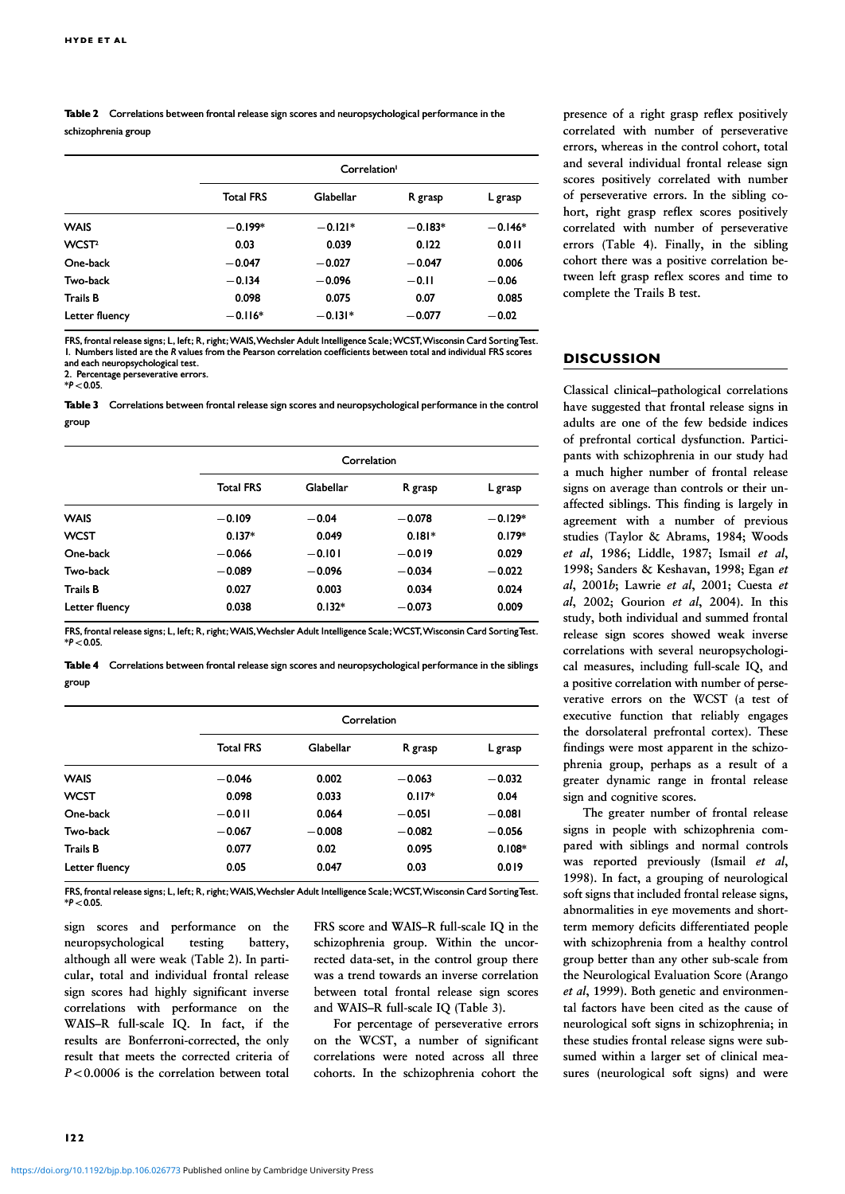**Table 2** Correlations between frontal release sign scores and neuropsychological performance in the schizophrenia group

| | Correlation[1] | | | |
|---|---|---|---|---|
| | Total FRS | Glabellar | R grasp | L grasp |
| WAIS | −0.199* | −0.121* | −0.183* | −0.146* |
| WCST[2] | 0.03 | 0.039 | 0.122 | 0.011 |
| One-back | −0.047 | −0.027 | −0.047 | 0.006 |
| Two-back | −0.134 | −0.096 | −0.11 | −0.06 |
| Trails B | 0.098 | 0.075 | 0.07 | 0.085 |
| Letter fluency | −0.116* | −0.131* | −0.077 | −0.02 |

FRS, frontal release signs; L, left; R, right; WAIS, Wechsler Adult Intelligence Scale; WCST, Wisconsin Card Sorting Test.
1. Numbers listed are the *R* values from the Pearson correlation coefficients between total and individual FRS scores and each neuropsychological test.
2. Percentage perseverative errors.
*$P<0.05$.

**Table 3** Correlations between frontal release sign scores and neuropsychological performance in the control group

| | Correlation | | | |
|---|---|---|---|---|
| | Total FRS | Glabellar | R grasp | L grasp |
| WAIS | −0.109 | −0.04 | −0.078 | −0.129* |
| WCST | 0.137* | 0.049 | 0.181* | 0.179* |
| One-back | −0.066 | −0.101 | −0.019 | 0.029 |
| Two-back | −0.089 | −0.096 | −0.034 | −0.022 |
| Trails B | 0.027 | 0.003 | 0.034 | 0.024 |
| Letter fluency | 0.038 | 0.132* | −0.073 | 0.009 |

FRS, frontal release signs; L, left; R, right; WAIS, Wechsler Adult Intelligence Scale; WCST, Wisconsin Card Sorting Test.
*$P<0.05$.

**Table 4** Correlations between frontal release sign scores and neuropsychological performance in the siblings group

| | Correlation | | | |
|---|---|---|---|---|
| | Total FRS | Glabellar | R grasp | L grasp |
| WAIS | −0.046 | 0.002 | −0.063 | −0.032 |
| WCST | 0.098 | 0.033 | 0.117* | 0.04 |
| One-back | −0.011 | 0.064 | −0.051 | −0.081 |
| Two-back | −0.067 | −0.008 | −0.082 | −0.056 |
| Trails B | 0.077 | 0.02 | 0.095 | 0.108* |
| Letter fluency | 0.05 | 0.047 | 0.03 | 0.019 |

FRS, frontal release signs; L, left; R, right; WAIS, Wechsler Adult Intelligence Scale; WCST, Wisconsin Card Sorting Test.
*$P<0.05$.

sign scores and performance on the neuropsychological testing battery, although all were weak (Table 2). In particular, total and individual frontal release sign scores had highly significant inverse correlations with performance on the WAIS–R full-scale IQ. In fact, if the results are Bonferroni-corrected, the only result that meets the corrected criteria of $P<0.0006$ is the correlation between total FRS score and WAIS–R full-scale IQ in the schizophrenia group. Within the uncorrected data-set, in the control group there was a trend towards an inverse correlation between total frontal release sign scores and WAIS–R full-scale IQ (Table 3).

For percentage of perseverative errors on the WCST, a number of significant correlations were noted across all three cohorts. In the schizophrenia cohort the presence of a right grasp reflex positively correlated with number of perseverative errors, whereas in the control cohort, total and several individual frontal release sign scores positively correlated with number of perseverative errors. In the sibling cohort, right grasp reflex scores positively correlated with number of perseverative errors (Table 4). Finally, in the sibling cohort there was a positive correlation between left grasp reflex scores and time to complete the Trails B test.

## DISCUSSION

Classical clinical–pathological correlations have suggested that frontal release signs in adults are one of the few bedside indices of prefrontal cortical dysfunction. Participants with schizophrenia in our study had a much higher number of frontal release signs on average than controls or their unaffected siblings. This finding is largely in agreement with a number of previous studies (Taylor & Abrams, 1984; Woods *et al*, 1986; Liddle, 1987; Ismail *et al*, 1998; Sanders & Keshavan, 1998; Egan *et al*, 2001*b*; Lawrie *et al*, 2001; Cuesta *et al*, 2002; Gourion *et al*, 2004). In this study, both individual and summed frontal release sign scores showed weak inverse correlations with several neuropsychological measures, including full-scale IQ, and a positive correlation with number of perseverative errors on the WCST (a test of executive function that reliably engages the dorsolateral prefrontal cortex). These findings were most apparent in the schizophrenia group, perhaps as a result of a greater dynamic range in frontal release sign and cognitive scores.

The greater number of frontal release signs in people with schizophrenia compared with siblings and normal controls was reported previously (Ismail *et al*, 1998). In fact, a grouping of neurological soft signs that included frontal release signs, abnormalities in eye movements and short-term memory deficits differentiated people with schizophrenia from a healthy control group better than any other sub-scale from the Neurological Evaluation Score (Arango *et al*, 1999). Both genetic and environmental factors have been cited as the cause of neurological soft signs in schizophrenia; in these studies frontal release signs were subsumed within a larger set of clinical measures (neurological soft signs) and were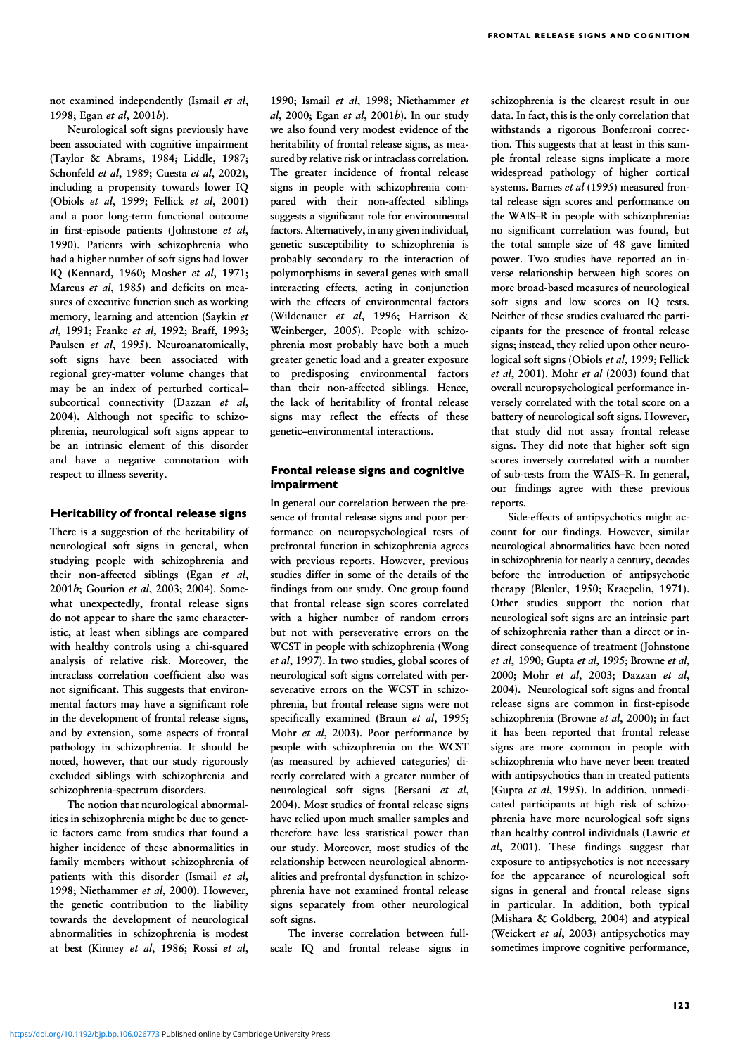not examined independently (Ismail *et al*, 1998; Egan *et al*, 2001*b*).

Neurological soft signs previously have been associated with cognitive impairment (Taylor & Abrams, 1984; Liddle, 1987; Schonfeld *et al*, 1989; Cuesta *et al*, 2002), including a propensity towards lower IQ (Obiols *et al*, 1999; Fellick *et al*, 2001) and a poor long-term functional outcome in first-episode patients (Johnstone *et al*, 1990). Patients with schizophrenia who had a higher number of soft signs had lower IQ (Kennard, 1960; Mosher *et al*, 1971; Marcus *et al*, 1985) and deficits on measures of executive function such as working memory, learning and attention (Saykin *et al*, 1991; Franke *et al*, 1992; Braff, 1993; Paulsen *et al*, 1995). Neuroanatomically, soft signs have been associated with regional grey-matter volume changes that may be an index of perturbed cortical–subcortical connectivity (Dazzan *et al*, 2004). Although not specific to schizophrenia, neurological soft signs appear to be an intrinsic element of this disorder and have a negative connotation with respect to illness severity.

### Heritability of frontal release signs

There is a suggestion of the heritability of neurological soft signs in general, when studying people with schizophrenia and their non-affected siblings (Egan *et al*, 2001*b*; Gourion *et al*, 2003; 2004). Somewhat unexpectedly, frontal release signs do not appear to share the same characteristic, at least when siblings are compared with healthy controls using a chi-squared analysis of relative risk. Moreover, the intraclass correlation coefficient also was not significant. This suggests that environmental factors may have a significant role in the development of frontal release signs, and by extension, some aspects of frontal pathology in schizophrenia. It should be noted, however, that our study rigorously excluded siblings with schizophrenia and schizophrenia-spectrum disorders.

The notion that neurological abnormalities in schizophrenia might be due to genetic factors came from studies that found a higher incidence of these abnormalities in family members without schizophrenia of patients with this disorder (Ismail *et al*, 1998; Niethammer *et al*, 2000). However, the genetic contribution to the liability towards the development of neurological abnormalities in schizophrenia is modest at best (Kinney *et al*, 1986; Rossi *et al*, 1990; Ismail *et al*, 1998; Niethammer *et al*, 2000; Egan *et al*, 2001*b*). In our study we also found very modest evidence of the heritability of frontal release signs, as measured by relative risk or intraclass correlation. The greater incidence of frontal release signs in people with schizophrenia compared with their non-affected siblings suggests a significant role for environmental factors. Alternatively, in any given individual, genetic susceptibility to schizophrenia is probably secondary to the interaction of polymorphisms in several genes with small interacting effects, acting in conjunction with the effects of environmental factors (Wildenauer *et al*, 1996; Harrison & Weinberger, 2005). People with schizophrenia most probably have both a much greater genetic load and a greater exposure to predisposing environmental factors than their non-affected siblings. Hence, the lack of heritability of frontal release signs may reflect the effects of these genetic–environmental interactions.

### Frontal release signs and cognitive impairment

In general our correlation between the presence of frontal release signs and poor performance on neuropsychological tests of prefrontal function in schizophrenia agrees with previous reports. However, previous studies differ in some of the details of the findings from our study. One group found that frontal release sign scores correlated with a higher number of random errors but not with perseverative errors on the WCST in people with schizophrenia (Wong *et al*, 1997). In two studies, global scores of neurological soft signs correlated with perseverative errors on the WCST in schizophrenia, but frontal release signs were not specifically examined (Braun *et al*, 1995; Mohr *et al*, 2003). Poor performance by people with schizophrenia on the WCST (as measured by achieved categories) directly correlated with a greater number of neurological soft signs (Bersani *et al*, 2004). Most studies of frontal release signs have relied upon much smaller samples and therefore have less statistical power than our study. Moreover, most studies of the relationship between neurological abnormalities and prefrontal dysfunction in schizophrenia have not examined frontal release signs separately from other neurological soft signs.

The inverse correlation between full-scale IQ and frontal release signs in schizophrenia is the clearest result in our data. In fact, this is the only correlation that withstands a rigorous Bonferroni correction. This suggests that at least in this sample frontal release signs implicate a more widespread pathology of higher cortical systems. Barnes *et al* (1995) measured frontal release sign scores and performance on the WAIS–R in people with schizophrenia: no significant correlation was found, but the total sample size of 48 gave limited power. Two studies have reported an inverse relationship between high scores on more broad-based measures of neurological soft signs and low scores on IQ tests. Neither of these studies evaluated the participants for the presence of frontal release signs; instead, they relied upon other neurological soft signs (Obiols *et al*, 1999; Fellick *et al*, 2001). Mohr *et al* (2003) found that overall neuropsychological performance inversely correlated with the total score on a battery of neurological soft signs. However, that study did not assay frontal release signs. They did note that higher soft sign scores inversely correlated with a number of sub-tests from the WAIS–R. In general, our findings agree with these previous reports.

Side-effects of antipsychotics might account for our findings. However, similar neurological abnormalities have been noted in schizophrenia for nearly a century, decades before the introduction of antipsychotic therapy (Bleuler, 1950; Kraepelin, 1971). Other studies support the notion that neurological soft signs are an intrinsic part of schizophrenia rather than a direct or indirect consequence of treatment (Johnstone *et al*, 1990; Gupta *et al*, 1995; Browne *et al*, 2000; Mohr *et al*, 2003; Dazzan *et al*, 2004). Neurological soft signs and frontal release signs are common in first-episode schizophrenia (Browne *et al*, 2000); in fact it has been reported that frontal release signs are more common in people with schizophrenia who have never been treated with antipsychotics than in treated patients (Gupta *et al*, 1995). In addition, unmedicated participants at high risk of schizophrenia have more neurological soft signs than healthy control individuals (Lawrie *et al*, 2001). These findings suggest that exposure to antipsychotics is not necessary for the appearance of neurological soft signs in general and frontal release signs in particular. In addition, both typical (Mishara & Goldberg, 2004) and atypical (Weickert *et al*, 2003) antipsychotics may sometimes improve cognitive performance,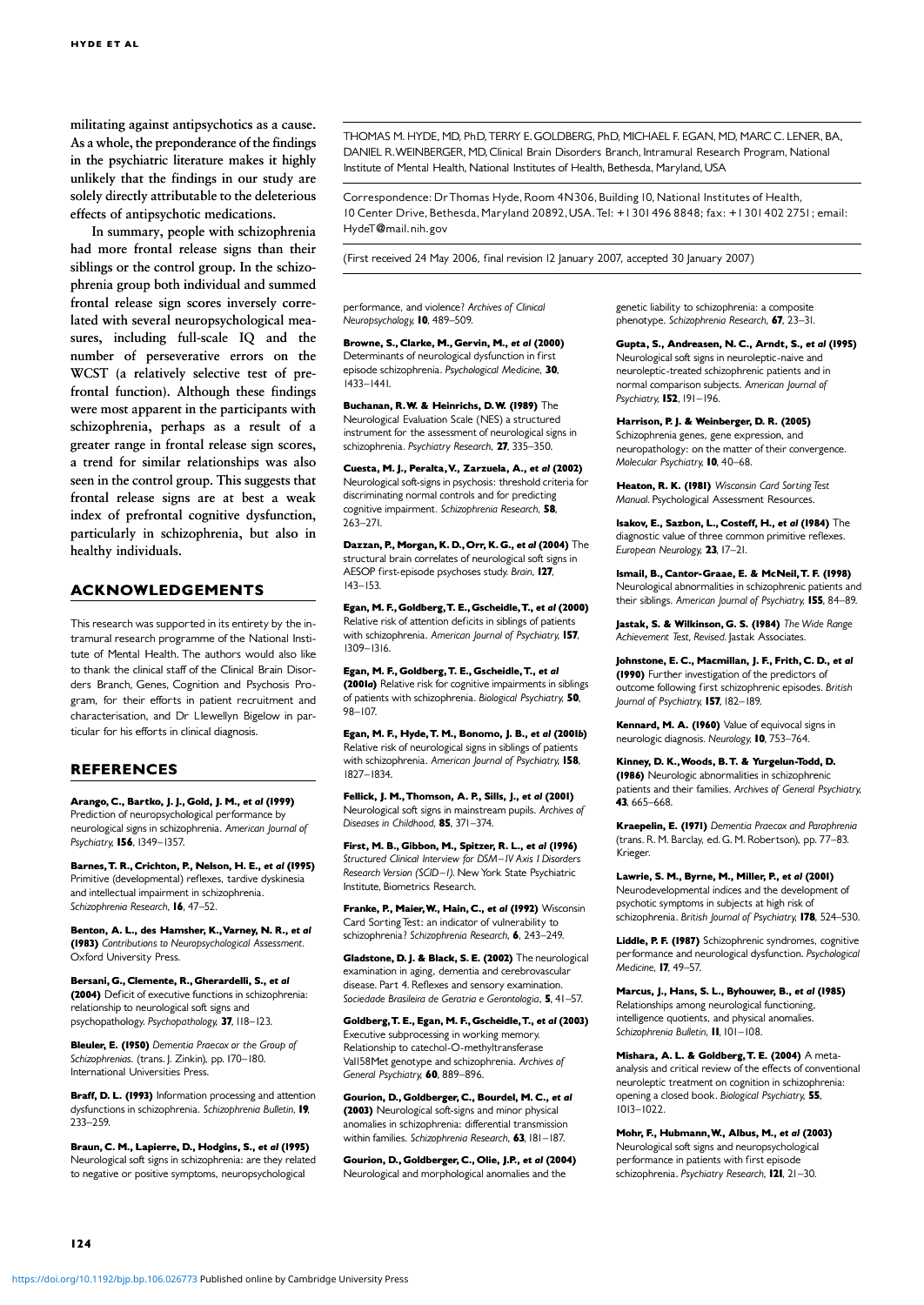militating against antipsychotics as a cause. As a whole, the preponderance of the findings in the psychiatric literature makes it highly unlikely that the findings in our study are solely directly attributable to the deleterious effects of antipsychotic medications.

In summary, people with schizophrenia had more frontal release signs than their siblings or the control group. In the schizophrenia group both individual and summed frontal release sign scores inversely correlated with several neuropsychological measures, including full-scale IQ and the number of perseverative errors on the WCST (a relatively selective test of prefrontal function). Although these findings were most apparent in the participants with schizophrenia, perhaps as a result of a greater range in frontal release sign scores, a trend for similar relationships was also seen in the control group. This suggests that frontal release signs are at best a weak index of prefrontal cognitive dysfunction, particularly in schizophrenia, but also in healthy individuals.

## ACKNOWLEDGEMENTS

This research was supported in its entirety by the intramural research programme of the National Institute of Mental Health. The authors would also like to thank the clinical staff of the Clinical Brain Disorders Branch, Genes, Cognition and Psychosis Program, for their efforts in patient recruitment and characterisation, and Dr Llewellyn Bigelow in particular for his efforts in clinical diagnosis.

THOMAS M. HYDE, MD, PhD, TERRY E. GOLDBERG, PhD, MICHAEL F. EGAN, MD, MARC C. LENER, BA, DANIEL R. WEINBERGER, MD, Clinical Brain Disorders Branch, Intramural Research Program, National Institute of Mental Health, National Institutes of Health, Bethesda, Maryland, USA

Correspondence: Dr Thomas Hyde, Room 4N306, Building 10, National Institutes of Health, 10 Center Drive, Bethesda, Maryland 20892, USA. Tel: +1 301 496 8848; fax: +1 301 402 2751; email: HydeT@mail.nih.gov

(First received 24 May 2006, final revision 12 January 2007, accepted 30 January 2007)

## REFERENCES

**Arango, C., Bartko, J. J., Gold, J. M., *et al* (1999)** Prediction of neuropsychological performance by neurological signs in schizophrenia. *American Journal of Psychiatry*, **156**, 1349–1357.

**Barnes, T. R., Crichton, P., Nelson, H. E., *et al* (1995)** Primitive (developmental) reflexes, tardive dyskinesia and intellectual impairment in schizophrenia. *Schizophrenia Research*, **16**, 47–52.

**Benton, A. L., des Hamsher, K., Varney, N. R., *et al* (1983)** *Contributions to Neuropsychological Assessment*. Oxford University Press.

**Bersani, G., Clemente, R., Gherardelli, S., *et al* (2004)** Deficit of executive functions in schizophrenia: relationship to neurological soft signs and psychopathology. *Psychopathology*, **37**, 118–123.

**Bleuler, E. (1950)** *Dementia Praecox or the Group of Schizophrenias*. (trans. J. Zinkin), pp. 170–180. International Universities Press.

**Braff, D. L. (1993)** Information processing and attention dysfunctions in schizophrenia. *Schizophrenia Bulletin*, **19**, 233–259.

**Braun, C. M., Lapierre, D., Hodgins, S., *et al* (1995)** Neurological soft signs in schizophrenia: are they related to negative or positive symptoms, neuropsychological performance, and violence? *Archives of Clinical Neuropsychology*, **10**, 489–509.

**Browne, S., Clarke, M., Gervin, M., *et al* (2000)** Determinants of neurological dysfunction in first episode schizophrenia. *Psychological Medicine*, **30**, 1433–1441.

**Buchanan, R. W. & Heinrichs, D. W. (1989)** The Neurological Evaluation Scale (NES) a structured instrument for the assessment of neurological signs in schizophrenia. *Psychiatry Research*, **27**, 335–350.

**Cuesta, M. J., Peralta, V., Zarzuela, A., *et al* (2002)** Neurological soft-signs in psychosis: threshold criteria for discriminating normal controls and for predicting cognitive impairment. *Schizophrenia Research*, **58**, 263–271.

**Dazzan, P., Morgan, K. D., Orr, K. G., *et al* (2004)** The structural brain correlates of neurological soft signs in AESOP first-episode psychoses study. *Brain*, **127**, 143–153.

**Egan, M. F., Goldberg, T. E., Gscheidle, T., *et al* (2000)** Relative risk of attention deficits in siblings of patients with schizophrenia. *American Journal of Psychiatry*, **157**, 1309–1316.

**Egan, M. F., Goldberg, T. E., Gscheidle, T., *et al* (2001a)** Relative risk for cognitive impairments in siblings of patients with schizophrenia. *Biological Psychiatry*, **50**, 98–107.

**Egan, M. F., Hyde, T. M., Bonomo, J. B., *et al* (2001b)** Relative risk of neurological signs in siblings of patients with schizophrenia. *American Journal of Psychiatry*, **158**, 1827–1834.

**Fellick, J. M., Thomson, A. P., Sills, J., *et al* (2001)** Neurological soft signs in mainstream pupils. *Archives of Diseases in Childhood*, **85**, 371–374.

**First, M. B., Gibbon, M., Spitzer, R. L., *et al* (1996)** *Structured Clinical Interview for DSM–IV Axis I Disorders Research Version (SCID–I)*. New York State Psychiatric Institute, Biometrics Research.

**Franke, P., Maier, W., Hain, C., *et al* (1992)** Wisconsin Card Sorting Test: an indicator of vulnerability to schizophrenia? *Schizophrenia Research*, **6**, 243–249.

**Gladstone, D. J. & Black, S. E. (2002)** The neurological examination in aging, dementia and cerebrovascular disease. Part 4. Reflexes and sensory examination. *Sociedade Brasileira de Geratria e Gerontologia*, **5**, 41–57.

**Goldberg, T. E., Egan, M. F., Gscheidle, T., *et al* (2003)** Executive subprocessing in working memory. Relationship to catechol-O-methyltransferase Val158Met genotype and schizophrenia. *Archives of General Psychiatry*, **60**, 889–896.

**Gourion, D., Goldberger, C., Bourdel, M. C., *et al* (2003)** Neurological soft-signs and minor physical anomalies in schizophrenia: differential transmission within families. *Schizophrenia Research*, **63**, 181–187.

**Gourion, D., Goldberger, C., Olie, J.P., *et al* (2004)** Neurological and morphological anomalies and the genetic liability to schizophrenia: a composite phenotype. *Schizophrenia Research*, **67**, 23–31.

**Gupta, S., Andreasen, N. C., Arndt, S., *et al* (1995)** Neurological soft signs in neuroleptic-naive and neuroleptic-treated schizophrenic patients and in normal comparison subjects. *American Journal of Psychiatry*, **152**, 191–196.

**Harrison, P. J. & Weinberger, D. R. (2005)** Schizophrenia genes, gene expression, and neuropathology: on the matter of their convergence. *Molecular Psychiatry*, **10**, 40–68.

**Heaton, R. K. (1981)** *Wisconsin Card Sorting Test Manual*. Psychological Assessment Resources.

**Isakov, E., Sazbon, L., Costeff, H., *et al* (1984)** The diagnostic value of three common primitive reflexes. *European Neurology*, **23**, 17–21.

**Ismail, B., Cantor-Graae, E. & McNeil, T. F. (1998)** Neurological abnormalities in schizophrenic patients and their siblings. *American Journal of Psychiatry*, **155**, 84–89.

**Jastak, S. & Wilkinson, G. S. (1984)** *The Wide Range Achievement Test, Revised*. Jastak Associates.

**Johnstone, E. C., Macmillan, J. F., Frith, C. D., *et al* (1990)** Further investigation of the predictors of outcome following first schizophrenic episodes. *British Journal of Psychiatry*, **157**, 182–189.

**Kennard, M. A. (1960)** Value of equivocal signs in neurologic diagnosis. *Neurology*, **10**, 753–764.

**Kinney, D. K., Woods, B. T. & Yurgelun-Todd, D. (1986)** Neurologic abnormalities in schizophrenic patients and their families. *Archives of General Psychiatry*, **43**, 665–668.

**Kraepelin, E. (1971)** *Dementia Praecox and Paraphrenia* (trans. R. M. Barclay, ed. G. M. Robertson), pp. 77–83. Krieger.

**Lawrie, S. M., Byrne, M., Miller, P., *et al* (2001)** Neurodevelopmental indices and the development of psychotic symptoms in subjects at high risk of schizophrenia. *British Journal of Psychiatry*, **178**, 524–530.

**Liddle, P. F. (1987)** Schizophrenic syndromes, cognitive performance and neurological dysfunction. *Psychological Medicine*, **17**, 49–57.

**Marcus, J., Hans, S. L., Byhouwer, B., *et al* (1985)** Relationships among neurological functioning, intelligence quotients, and physical anomalies. *Schizophrenia Bulletin*, **11**, 101–108.

**Mishara, A. L. & Goldberg, T. E. (2004)** A meta-analysis and critical review of the effects of conventional neuroleptic treatment on cognition in schizophrenia: opening a closed book. *Biological Psychiatry*, **55**, 1013–1022.

**Mohr, F., Hubmann, W., Albus, M., *et al* (2003)** Neurological soft signs and neuropsychological performance in patients with first episode schizophrenia. *Psychiatry Research*, **121**, 21–30.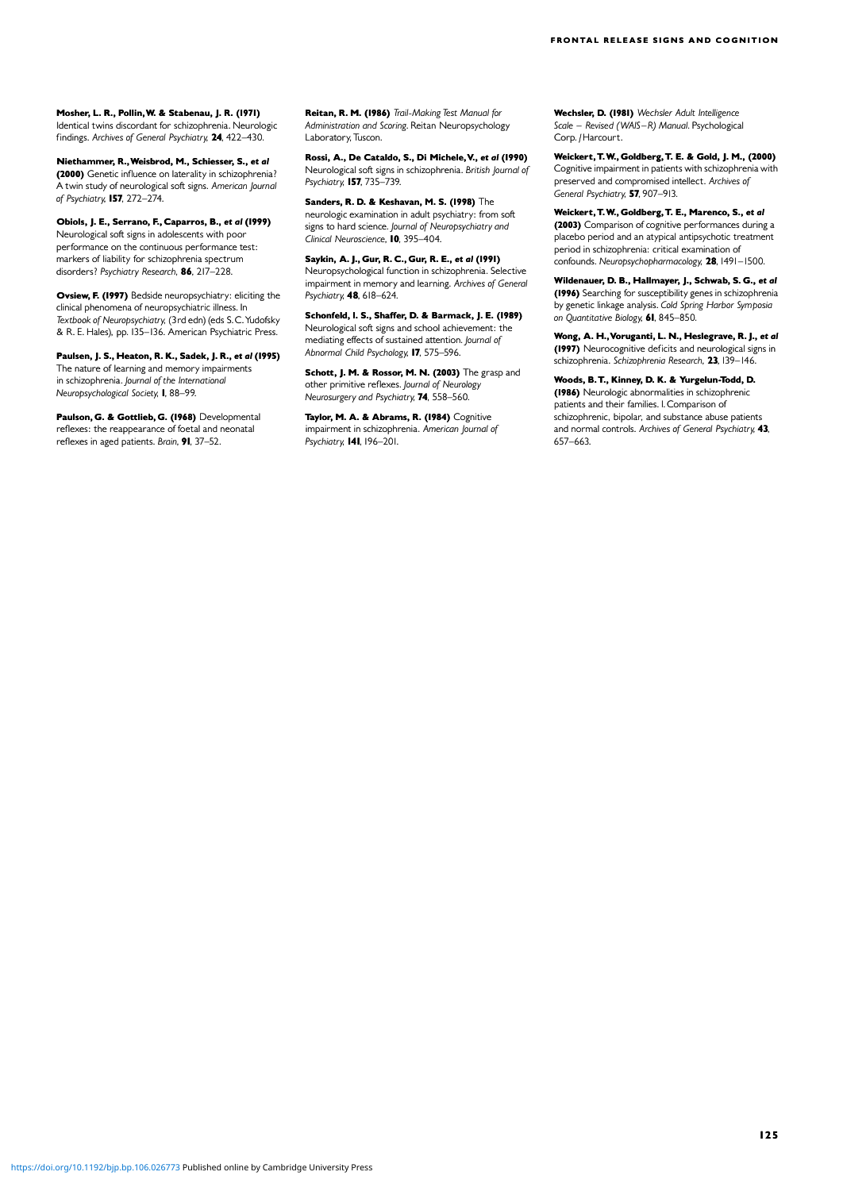**Mosher, L. R., Pollin, W. & Stabenau, J. R. (1971)** Identical twins discordant for schizophrenia. Neurologic findings. *Archives of General Psychiatry,* **24**, 422–430.

**Niethammer, R., Weisbrod, M., Schiesser, S., *et al* (2000)** Genetic influence on laterality in schizophrenia? A twin study of neurological soft signs. *American Journal of Psychiatry,* **157**, 272–274.

**Obiols, J. E., Serrano, F., Caparros, B., *et al* (1999)** Neurological soft signs in adolescents with poor performance on the continuous performance test: markers of liability for schizophrenia spectrum disorders? *Psychiatry Research*, **86**, 217–228.

**Ovsiew, F. (1997)** Bedside neuropsychiatry: eliciting the clinical phenomena of neuropsychiatric illness. In *Textbook of Neuropsychiatry,* (3rd edn) (eds S. C. Yudofsky & R. E. Hales), pp. 135–136. American Psychiatric Press.

**Paulsen, J. S., Heaton, R. K., Sadek, J. R., *et al* (1995)** The nature of learning and memory impairments in schizophrenia. *Journal of the International Neuropsychological Society,* **1**, 88–99.

**Paulson, G. & Gottlieb, G. (1968)** Developmental reflexes: the reappearance of foetal and neonatal reflexes in aged patients. *Brain*, **91**, 37–52.

**Reitan, R. M. (1986)** *Trail-Making Test Manual for Administration and Scoring*. Reitan Neuropsychology Laboratory, Tuscon.

**Rossi, A., De Cataldo, S., Di Michele, V., *et al* (1990)** Neurological soft signs in schizophrenia. *British Journal of Psychiatry,* **157**, 735–739.

**Sanders, R. D. & Keshavan, M. S. (1998)** The neurologic examination in adult psychiatry: from soft signs to hard science. *Journal of Neuropsychiatry and Clinical Neuroscience*, **10**, 395–404.

**Saykin, A. J., Gur, R. C., Gur, R. E., *et al* (1991)** Neuropsychological function in schizophrenia. Selective impairment in memory and learning. *Archives of General Psychiatry,* **48**, 618–624.

**Schonfeld, I. S., Shaffer, D. & Barmack, J. E. (1989)** Neurological soft signs and school achievement: the mediating effects of sustained attention. *Journal of Abnormal Child Psychology,* **17**, 575–596.

**Schott, J. M. & Rossor, M. N. (2003)** The grasp and other primitive reflexes. *Journal of Neurology Neurosurgery and Psychiatry,* **74**, 558–560.

**Taylor, M. A. & Abrams, R. (1984)** Cognitive impairment in schizophrenia. *American Journal of Psychiatry,* **141**, 196–201.

**Wechsler, D. (1981)** *Wechsler Adult Intelligence Scale – Revised (WAIS–R) Manual*. Psychological Corp. / Harcourt.

**Weickert, T. W., Goldberg, T. E. & Gold, J. M., (2000)** Cognitive impairment in patients with schizophrenia with preserved and compromised intellect. *Archives of General Psychiatry,* **57**, 907–913.

**Weickert, T. W., Goldberg, T. E., Marenco, S., *et al* (2003)** Comparison of cognitive performances during a placebo period and an atypical antipsychotic treatment period in schizophrenia: critical examination of confounds. *Neuropsychopharmacology,* **28**, 1491–1500.

**Wildenauer, D. B., Hallmayer, J., Schwab, S. G., *et al* (1996)** Searching for susceptibility genes in schizophrenia by genetic linkage analysis. *Cold Spring Harbor Symposia on Quantitative Biology,* **61**, 845–850.

**Wong, A. H., Voruganti, L. N., Heslegrave, R. J., *et al* (1997)** Neurocognitive deficits and neurological signs in schizophrenia. *Schizophrenia Research,* **23**, 139–146.

**Woods, B. T., Kinney, D. K. & Yurgelun-Todd, D. (1986)** Neurologic abnormalities in schizophrenic patients and their families. I. Comparison of schizophrenic, bipolar, and substance abuse patients and normal controls. *Archives of General Psychiatry,* **43**, 657–663.